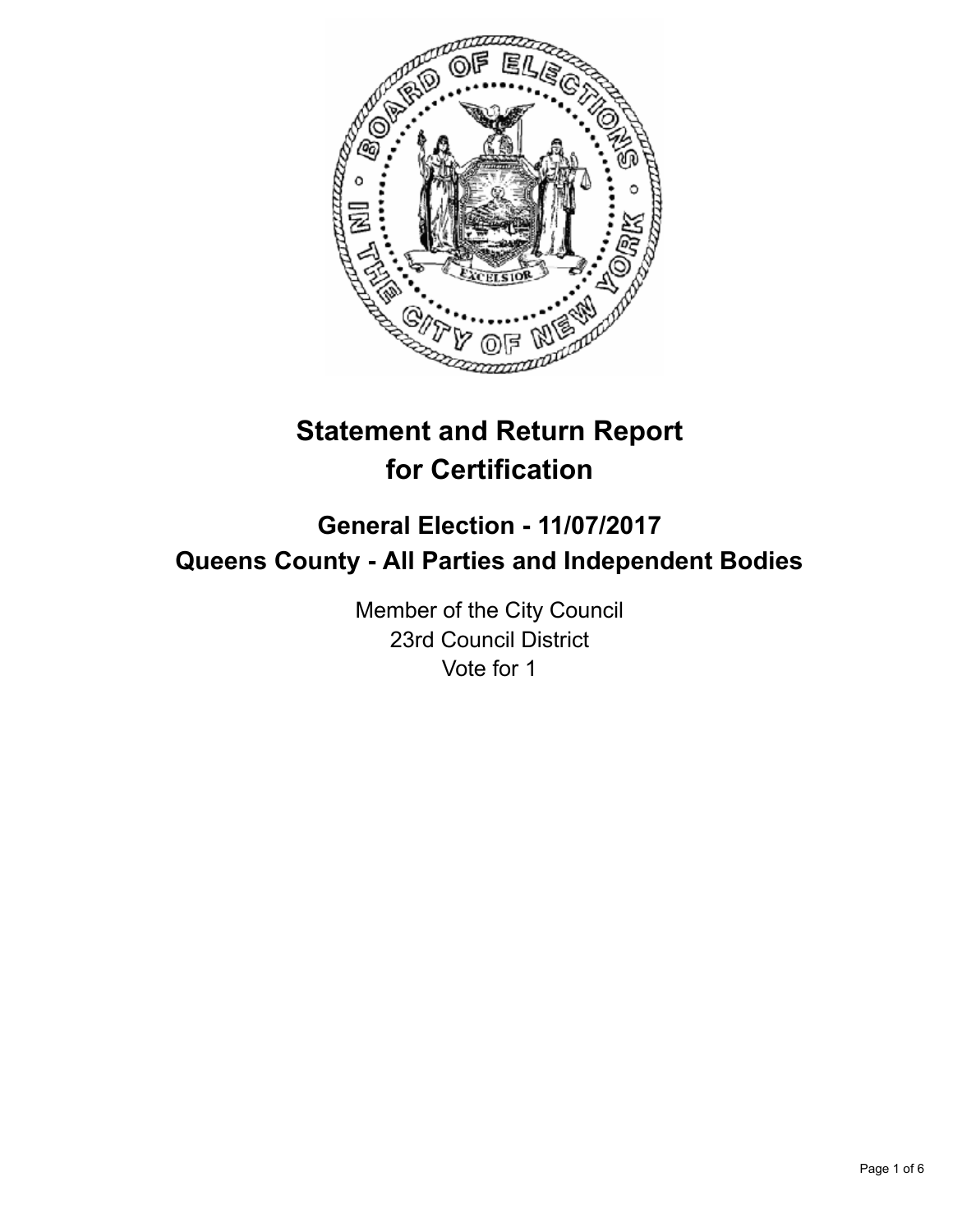# Statement and Return Report for Certification

## General Election - 11/07/2017
## Queens County - All Parties and Independent Bodies

Member of the City Council
23rd Council District
Vote for 1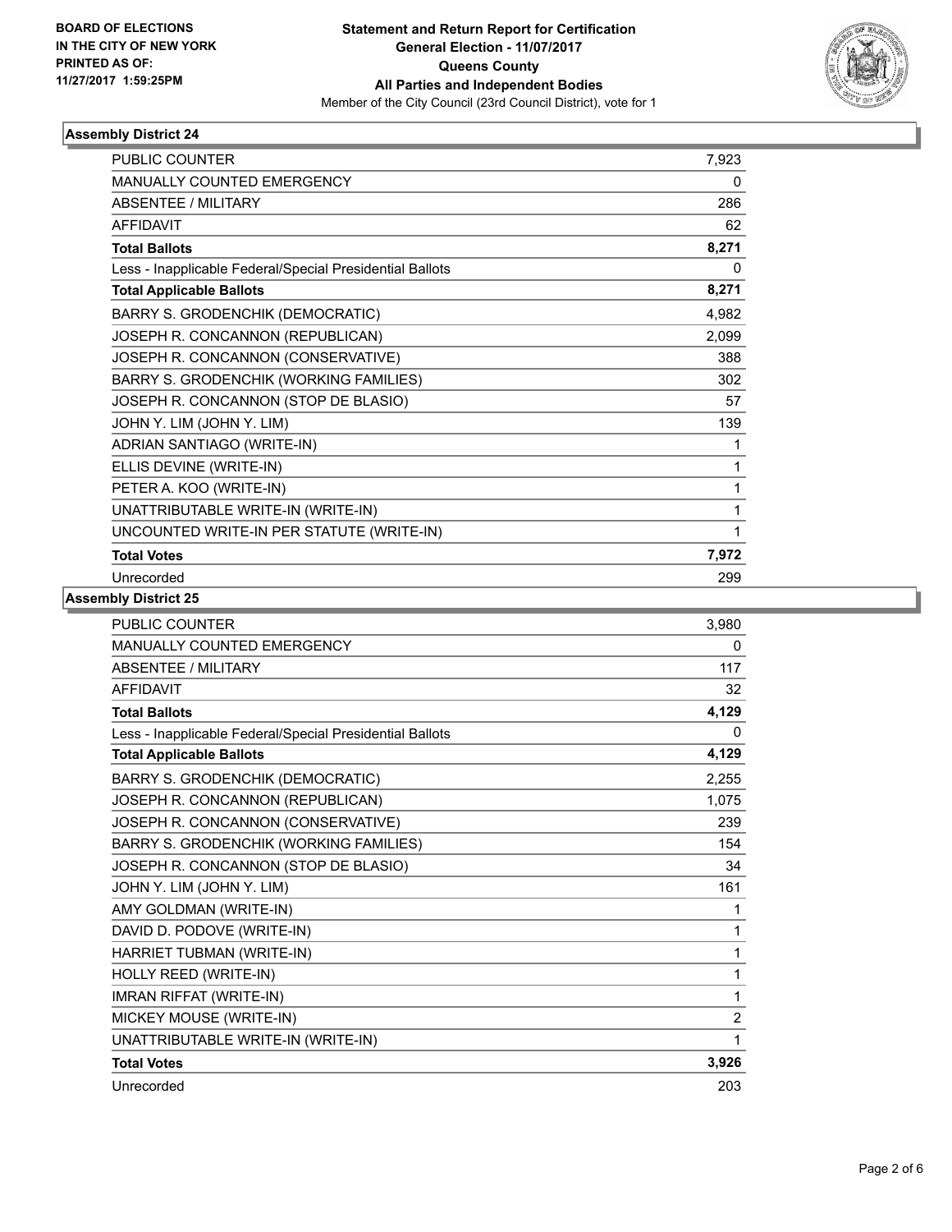**BOARD OF ELECTIONS IN THE CITY OF NEW YORK PRINTED AS OF: 11/27/2017 1:59:25PM**

**Statement and Return Report for Certification General Election - 11/07/2017 Queens County All Parties and Independent Bodies**

Member of the City Council (23rd Council District), vote for 1

## Assembly District 24

| | |
|---|---|
| PUBLIC COUNTER | 7,923 |
| MANUALLY COUNTED EMERGENCY | 0 |
| ABSENTEE / MILITARY | 286 |
| AFFIDAVIT | 62 |
| **Total Ballots** | **8,271** |
| Less - Inapplicable Federal/Special Presidential Ballots | 0 |
| **Total Applicable Ballots** | **8,271** |
| BARRY S. GRODENCHIK (DEMOCRATIC) | 4,982 |
| JOSEPH R. CONCANNON (REPUBLICAN) | 2,099 |
| JOSEPH R. CONCANNON (CONSERVATIVE) | 388 |
| BARRY S. GRODENCHIK (WORKING FAMILIES) | 302 |
| JOSEPH R. CONCANNON (STOP DE BLASIO) | 57 |
| JOHN Y. LIM (JOHN Y. LIM) | 139 |
| ADRIAN SANTIAGO (WRITE-IN) | 1 |
| ELLIS DEVINE (WRITE-IN) | 1 |
| PETER A. KOO (WRITE-IN) | 1 |
| UNATTRIBUTABLE WRITE-IN (WRITE-IN) | 1 |
| UNCOUNTED WRITE-IN PER STATUTE (WRITE-IN) | 1 |
| **Total Votes** | **7,972** |
| Unrecorded | 299 |

## Assembly District 25

| | |
|---|---|
| PUBLIC COUNTER | 3,980 |
| MANUALLY COUNTED EMERGENCY | 0 |
| ABSENTEE / MILITARY | 117 |
| AFFIDAVIT | 32 |
| **Total Ballots** | **4,129** |
| Less - Inapplicable Federal/Special Presidential Ballots | 0 |
| **Total Applicable Ballots** | **4,129** |
| BARRY S. GRODENCHIK (DEMOCRATIC) | 2,255 |
| JOSEPH R. CONCANNON (REPUBLICAN) | 1,075 |
| JOSEPH R. CONCANNON (CONSERVATIVE) | 239 |
| BARRY S. GRODENCHIK (WORKING FAMILIES) | 154 |
| JOSEPH R. CONCANNON (STOP DE BLASIO) | 34 |
| JOHN Y. LIM (JOHN Y. LIM) | 161 |
| AMY GOLDMAN (WRITE-IN) | 1 |
| DAVID D. PODOVE (WRITE-IN) | 1 |
| HARRIET TUBMAN (WRITE-IN) | 1 |
| HOLLY REED (WRITE-IN) | 1 |
| IMRAN RIFFAT (WRITE-IN) | 1 |
| MICKEY MOUSE (WRITE-IN) | 2 |
| UNATTRIBUTABLE WRITE-IN (WRITE-IN) | 1 |
| **Total Votes** | **3,926** |
| Unrecorded | 203 |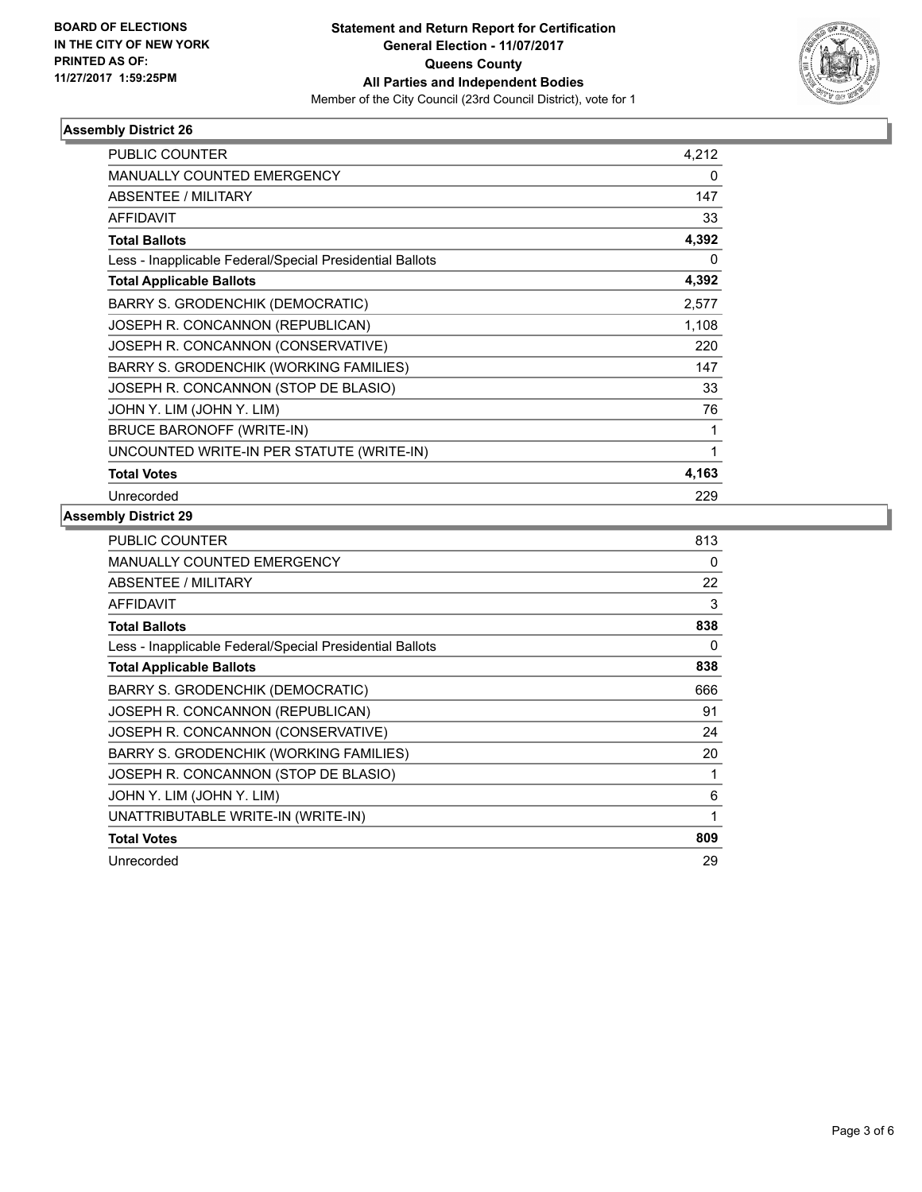BOARD OF ELECTIONS
IN THE CITY OF NEW YORK
PRINTED AS OF:
11/27/2017 1:59:25PM

**Statement and Return Report for Certification**
**General Election - 11/07/2017**
**Queens County**
**All Parties and Independent Bodies**
Member of the City Council (23rd Council District), vote for 1

### Assembly District 26

| | |
|---|---|
| PUBLIC COUNTER | 4,212 |
| MANUALLY COUNTED EMERGENCY | 0 |
| ABSENTEE / MILITARY | 147 |
| AFFIDAVIT | 33 |
| **Total Ballots** | **4,392** |
| Less - Inapplicable Federal/Special Presidential Ballots | 0 |
| **Total Applicable Ballots** | **4,392** |
| BARRY S. GRODENCHIK (DEMOCRATIC) | 2,577 |
| JOSEPH R. CONCANNON (REPUBLICAN) | 1,108 |
| JOSEPH R. CONCANNON (CONSERVATIVE) | 220 |
| BARRY S. GRODENCHIK (WORKING FAMILIES) | 147 |
| JOSEPH R. CONCANNON (STOP DE BLASIO) | 33 |
| JOHN Y. LIM (JOHN Y. LIM) | 76 |
| BRUCE BARONOFF (WRITE-IN) | 1 |
| UNCOUNTED WRITE-IN PER STATUTE (WRITE-IN) | 1 |
| **Total Votes** | **4,163** |
| Unrecorded | 229 |

### Assembly District 29

| | |
|---|---|
| PUBLIC COUNTER | 813 |
| MANUALLY COUNTED EMERGENCY | 0 |
| ABSENTEE / MILITARY | 22 |
| AFFIDAVIT | 3 |
| **Total Ballots** | **838** |
| Less - Inapplicable Federal/Special Presidential Ballots | 0 |
| **Total Applicable Ballots** | **838** |
| BARRY S. GRODENCHIK (DEMOCRATIC) | 666 |
| JOSEPH R. CONCANNON (REPUBLICAN) | 91 |
| JOSEPH R. CONCANNON (CONSERVATIVE) | 24 |
| BARRY S. GRODENCHIK (WORKING FAMILIES) | 20 |
| JOSEPH R. CONCANNON (STOP DE BLASIO) | 1 |
| JOHN Y. LIM (JOHN Y. LIM) | 6 |
| UNATTRIBUTABLE WRITE-IN (WRITE-IN) | 1 |
| **Total Votes** | **809** |
| Unrecorded | 29 |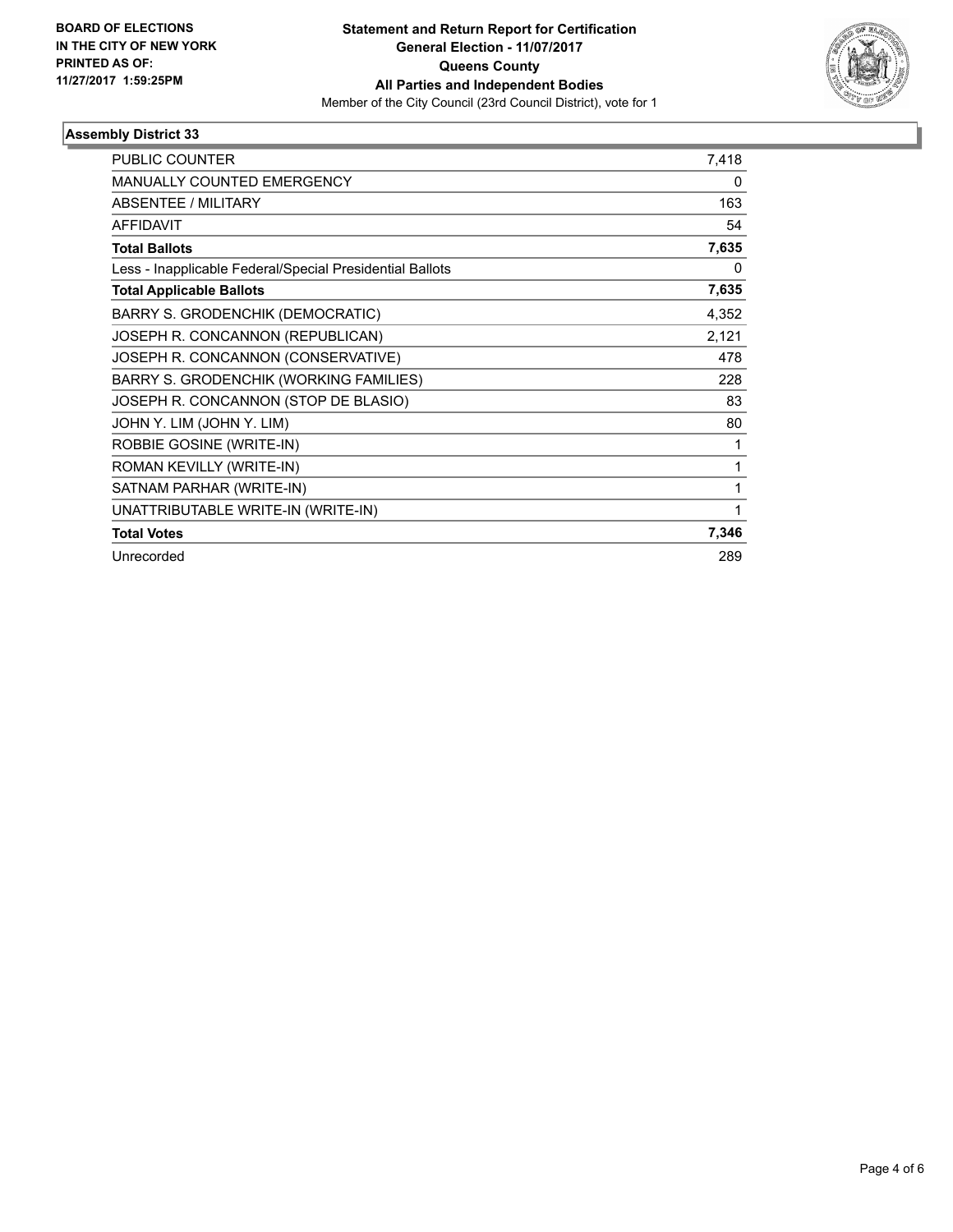BOARD OF ELECTIONS
IN THE CITY OF NEW YORK
PRINTED AS OF:
11/27/2017 1:59:25PM

**Statement and Return Report for Certification**
**General Election - 11/07/2017**
**Queens County**
**All Parties and Independent Bodies**
Member of the City Council (23rd Council District), vote for 1

## Assembly District 33

| | |
|---|---|
| PUBLIC COUNTER | 7,418 |
| MANUALLY COUNTED EMERGENCY | 0 |
| ABSENTEE / MILITARY | 163 |
| AFFIDAVIT | 54 |
| **Total Ballots** | **7,635** |
| Less - Inapplicable Federal/Special Presidential Ballots | 0 |
| **Total Applicable Ballots** | **7,635** |
| BARRY S. GRODENCHIK (DEMOCRATIC) | 4,352 |
| JOSEPH R. CONCANNON (REPUBLICAN) | 2,121 |
| JOSEPH R. CONCANNON (CONSERVATIVE) | 478 |
| BARRY S. GRODENCHIK (WORKING FAMILIES) | 228 |
| JOSEPH R. CONCANNON (STOP DE BLASIO) | 83 |
| JOHN Y. LIM (JOHN Y. LIM) | 80 |
| ROBBIE GOSINE (WRITE-IN) | 1 |
| ROMAN KEVILLY (WRITE-IN) | 1 |
| SATNAM PARHAR (WRITE-IN) | 1 |
| UNATTRIBUTABLE WRITE-IN (WRITE-IN) | 1 |
| **Total Votes** | **7,346** |
| Unrecorded | 289 |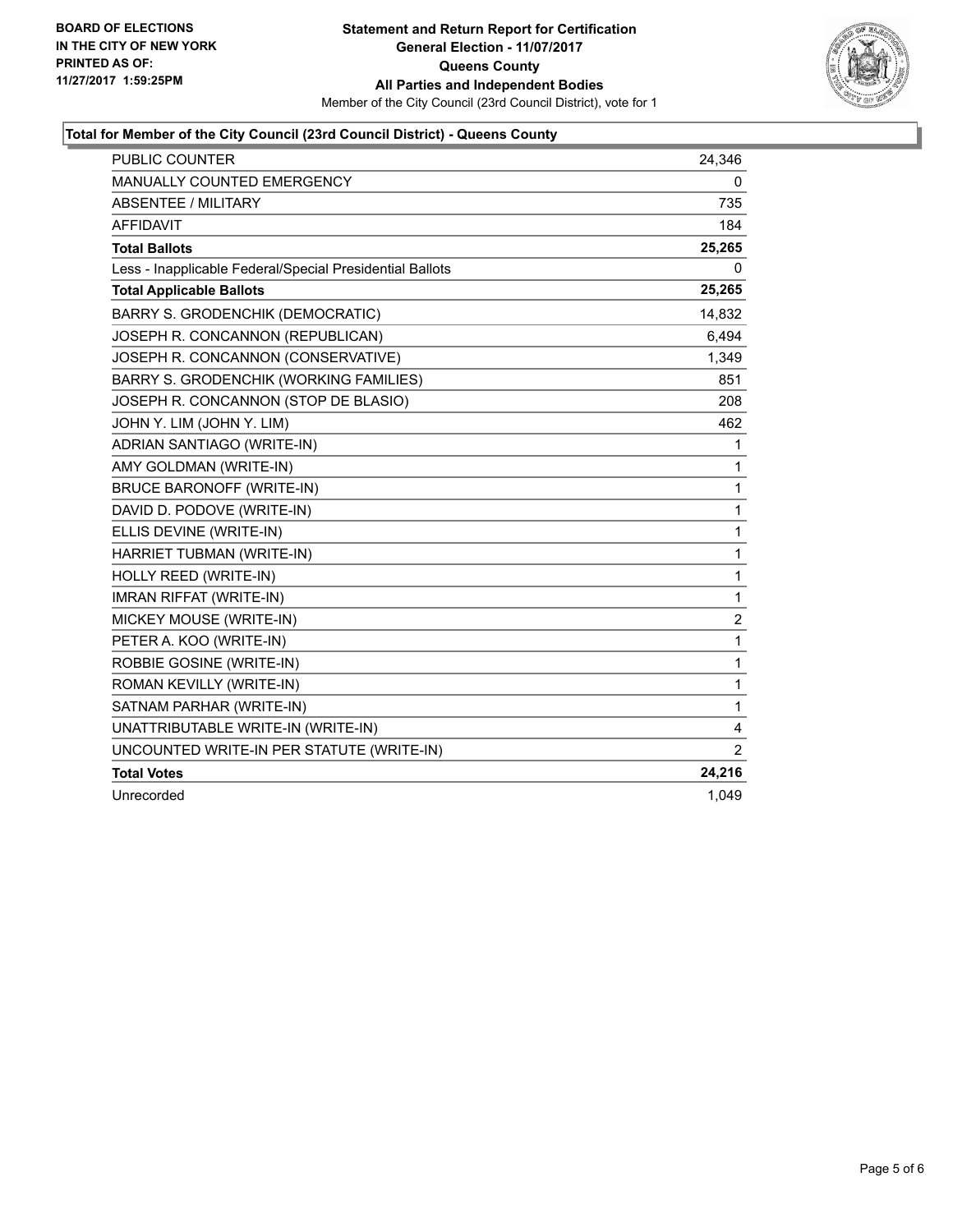**BOARD OF ELECTIONS IN THE CITY OF NEW YORK PRINTED AS OF: 11/27/2017 1:59:25PM**

# Statement and Return Report for Certification
## General Election - 11/07/2017
## Queens County
## All Parties and Independent Bodies

Member of the City Council (23rd Council District), vote for 1

### Total for Member of the City Council (23rd Council District) - Queens County

| | |
|---|---|
| PUBLIC COUNTER | 24,346 |
| MANUALLY COUNTED EMERGENCY | 0 |
| ABSENTEE / MILITARY | 735 |
| AFFIDAVIT | 184 |
| **Total Ballots** | **25,265** |
| Less - Inapplicable Federal/Special Presidential Ballots | 0 |
| **Total Applicable Ballots** | **25,265** |
| BARRY S. GRODENCHIK (DEMOCRATIC) | 14,832 |
| JOSEPH R. CONCANNON (REPUBLICAN) | 6,494 |
| JOSEPH R. CONCANNON (CONSERVATIVE) | 1,349 |
| BARRY S. GRODENCHIK (WORKING FAMILIES) | 851 |
| JOSEPH R. CONCANNON (STOP DE BLASIO) | 208 |
| JOHN Y. LIM (JOHN Y. LIM) | 462 |
| ADRIAN SANTIAGO (WRITE-IN) | 1 |
| AMY GOLDMAN (WRITE-IN) | 1 |
| BRUCE BARONOFF (WRITE-IN) | 1 |
| DAVID D. PODOVE (WRITE-IN) | 1 |
| ELLIS DEVINE (WRITE-IN) | 1 |
| HARRIET TUBMAN (WRITE-IN) | 1 |
| HOLLY REED (WRITE-IN) | 1 |
| IMRAN RIFFAT (WRITE-IN) | 1 |
| MICKEY MOUSE (WRITE-IN) | 2 |
| PETER A. KOO (WRITE-IN) | 1 |
| ROBBIE GOSINE (WRITE-IN) | 1 |
| ROMAN KEVILLY (WRITE-IN) | 1 |
| SATNAM PARHAR (WRITE-IN) | 1 |
| UNATTRIBUTABLE WRITE-IN (WRITE-IN) | 4 |
| UNCOUNTED WRITE-IN PER STATUTE (WRITE-IN) | 2 |
| **Total Votes** | **24,216** |
| Unrecorded | 1,049 |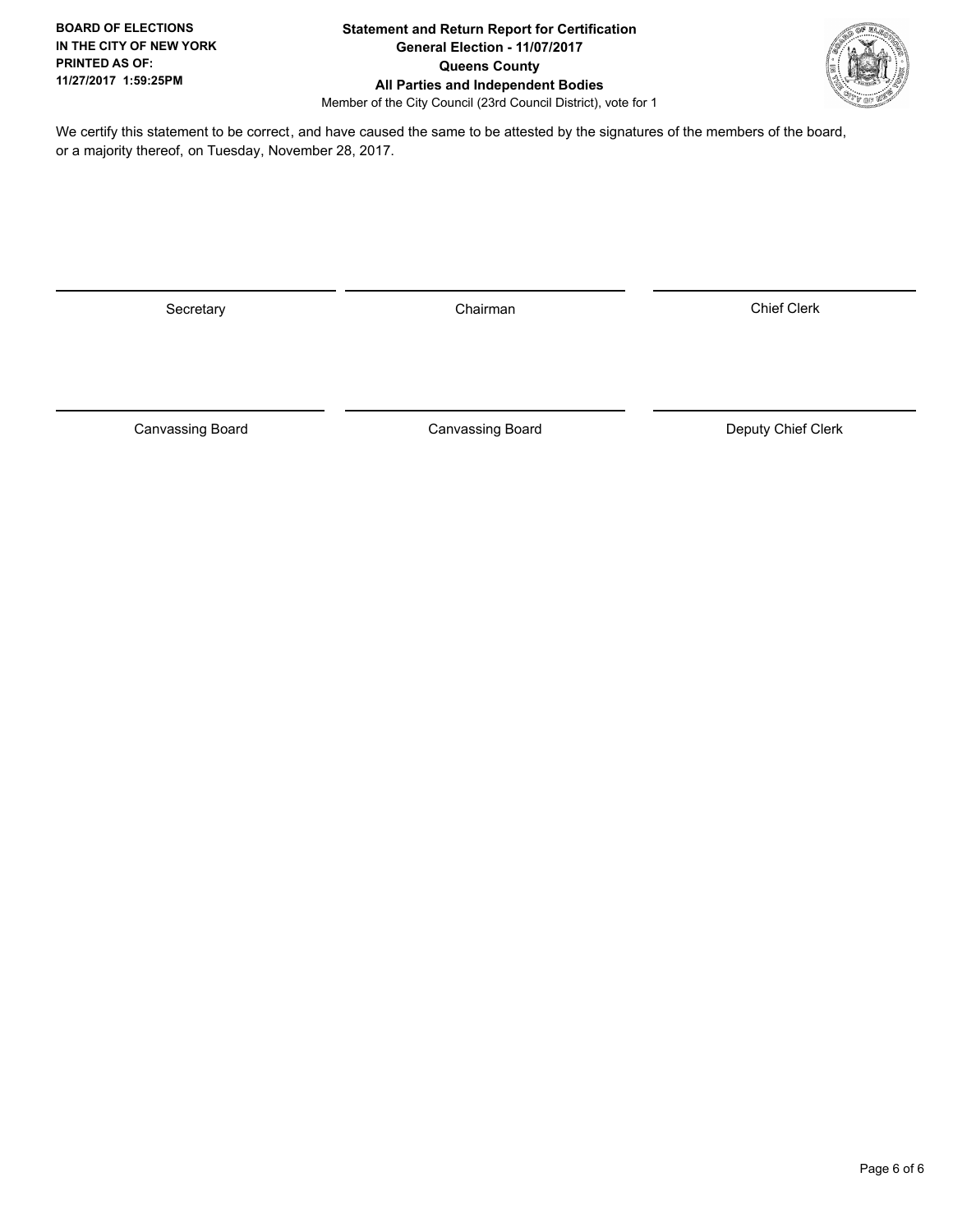**BOARD OF ELECTIONS IN THE CITY OF NEW YORK PRINTED AS OF: 11/27/2017 1:59:25PM**

**Statement and Return Report for Certification**
**General Election - 11/07/2017**
**Queens County**
**All Parties and Independent Bodies**
Member of the City Council (23rd Council District), vote for 1

We certify this statement to be correct, and have caused the same to be attested by the signatures of the members of the board, or a majority thereof, on Tuesday, November 28, 2017.

| | | |
|---|---|---|
| Secretary | Chairman | Chief Clerk |
| Canvassing Board | Canvassing Board | Deputy Chief Clerk |